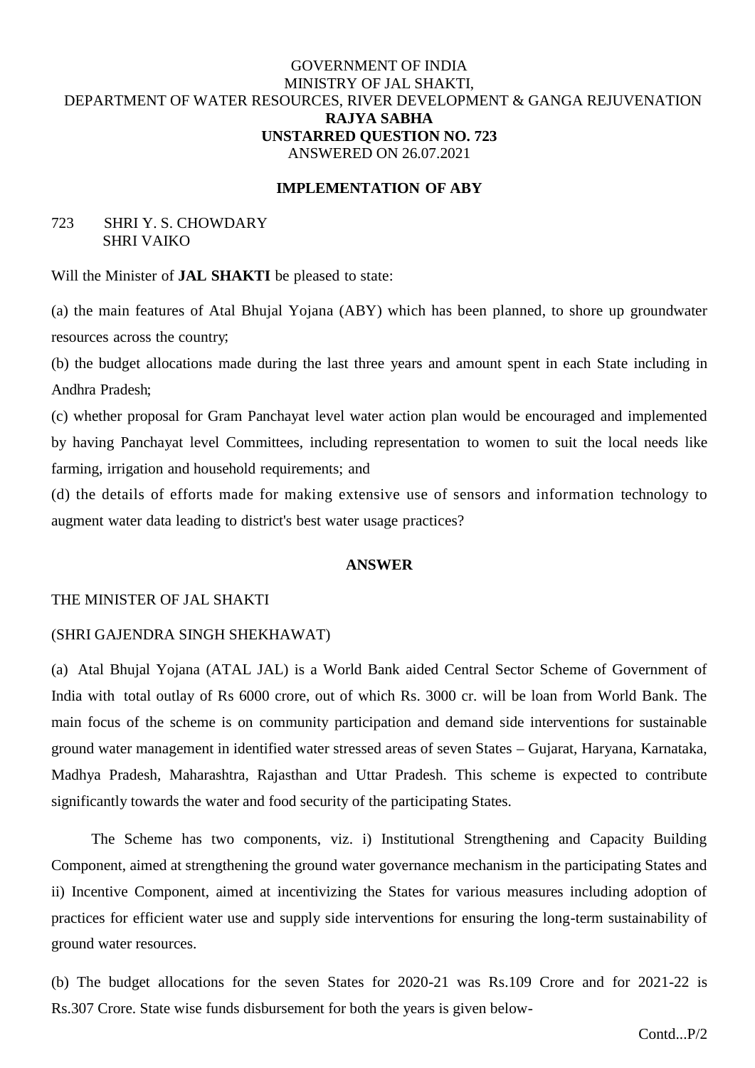GOVERNMENT OF INDIA
MINISTRY OF JAL SHAKTI,
DEPARTMENT OF WATER RESOURCES, RIVER DEVELOPMENT & GANGA REJUVENATION
**RAJYA SABHA**
**UNSTARRED QUESTION NO. 723**
ANSWERED ON 26.07.2021

**IMPLEMENTATION OF ABY**

723 SHRI Y. S. CHOWDARY
SHRI VAIKO

Will the Minister of **JAL SHAKTI** be pleased to state:

(a) the main features of Atal Bhujal Yojana (ABY) which has been planned, to shore up groundwater resources across the country;

(b) the budget allocations made during the last three years and amount spent in each State including in Andhra Pradesh;

(c) whether proposal for Gram Panchayat level water action plan would be encouraged and implemented by having Panchayat level Committees, including representation to women to suit the local needs like farming, irrigation and household requirements; and

(d) the details of efforts made for making extensive use of sensors and information technology to augment water data leading to district's best water usage practices?

**ANSWER**

THE MINISTER OF JAL SHAKTI

(SHRI GAJENDRA SINGH SHEKHAWAT)

(a) Atal Bhujal Yojana (ATAL JAL) is a World Bank aided Central Sector Scheme of Government of India with total outlay of Rs 6000 crore, out of which Rs. 3000 cr. will be loan from World Bank. The main focus of the scheme is on community participation and demand side interventions for sustainable ground water management in identified water stressed areas of seven States – Gujarat, Haryana, Karnataka, Madhya Pradesh, Maharashtra, Rajasthan and Uttar Pradesh. This scheme is expected to contribute significantly towards the water and food security of the participating States.

The Scheme has two components, viz. i) Institutional Strengthening and Capacity Building Component, aimed at strengthening the ground water governance mechanism in the participating States and ii) Incentive Component, aimed at incentivizing the States for various measures including adoption of practices for efficient water use and supply side interventions for ensuring the long-term sustainability of ground water resources.

(b) The budget allocations for the seven States for 2020-21 was Rs.109 Crore and for 2021-22 is Rs.307 Crore. State wise funds disbursement for both the years is given below-

Contd...P/2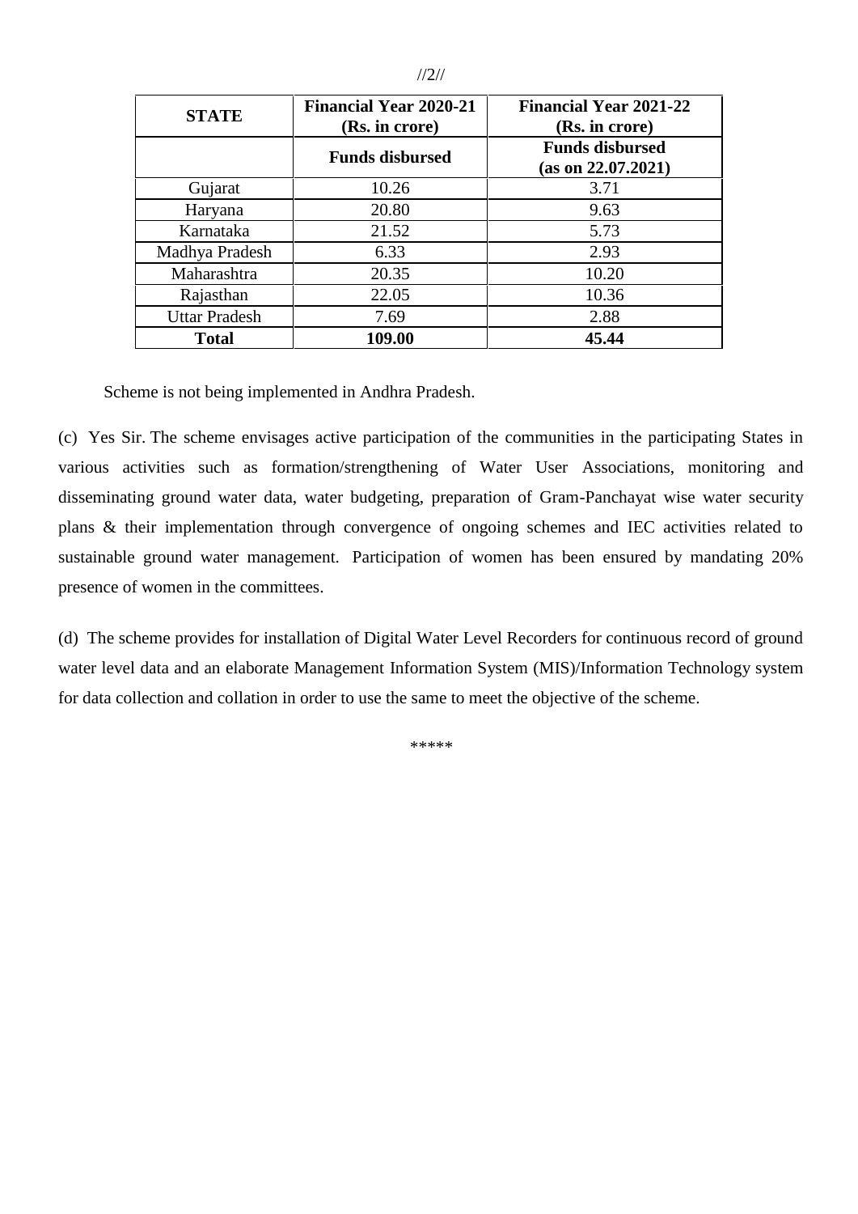| STATE | Financial Year 2020-21 (Rs. in crore) | Financial Year 2021-22 (Rs. in crore) |
|---|---|---|
| | **Funds disbursed** | **Funds disbursed (as on 22.07.2021)** |
| Gujarat | 10.26 | 3.71 |
| Haryana | 20.80 | 9.63 |
| Karnataka | 21.52 | 5.73 |
| Madhya Pradesh | 6.33 | 2.93 |
| Maharashtra | 20.35 | 10.20 |
| Rajasthan | 22.05 | 10.36 |
| Uttar Pradesh | 7.69 | 2.88 |
| **Total** | **109.00** | **45.44** |

Scheme is not being implemented in Andhra Pradesh.

(c) Yes Sir. The scheme envisages active participation of the communities in the participating States in various activities such as formation/strengthening of Water User Associations, monitoring and disseminating ground water data, water budgeting, preparation of Gram-Panchayat wise water security plans & their implementation through convergence of ongoing schemes and IEC activities related to sustainable ground water management. Participation of women has been ensured by mandating 20% presence of women in the committees.

(d) The scheme provides for installation of Digital Water Level Recorders for continuous record of ground water level data and an elaborate Management Information System (MIS)/Information Technology system for data collection and collation in order to use the same to meet the objective of the scheme.

\*\*\*\*\*